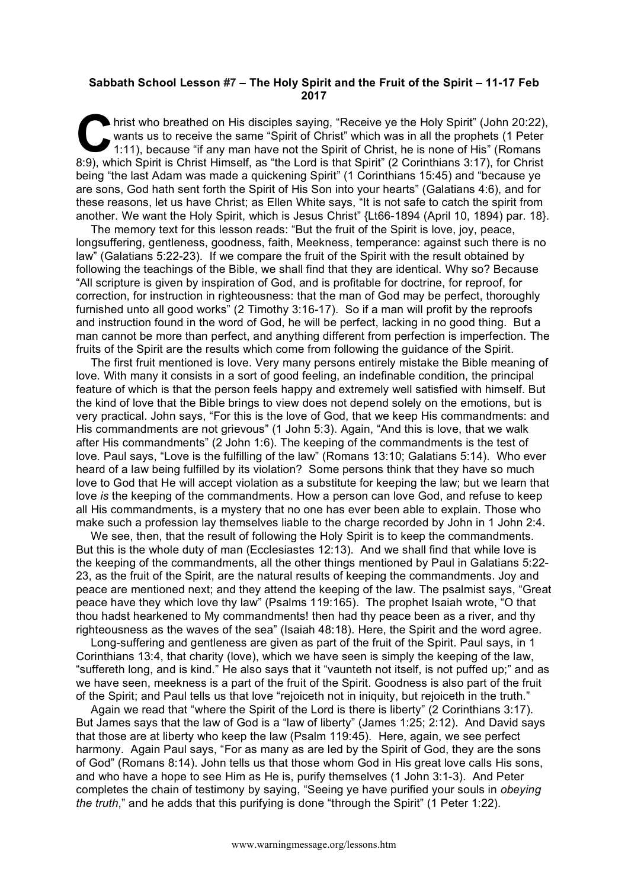**Sabbath School Lesson #7 – The Holy Spirit and the Fruit of the Spirit – 11-17 Feb 2017**

Christ who breathed on His disciples saying, "Receive ye the Holy Spirit" (John 20:22), wants us to receive the same "Spirit of Christ" which was in all the prophets (1 Peter 1:11), because "if any man have not the Spirit of Christ, he is none of His" (Romans 8:9), which Spirit is Christ Himself, as "the Lord is that Spirit" (2 Corinthians 3:17), for Christ being "the last Adam was made a quickening Spirit" (1 Corinthians 15:45) and "because ye are sons, God hath sent forth the Spirit of His Son into your hearts" (Galatians 4:6), and for these reasons, let us have Christ; as Ellen White says, "It is not safe to catch the spirit from another. We want the Holy Spirit, which is Jesus Christ" {Lt66-1894 (April 10, 1894) par. 18}.

The memory text for this lesson reads: "But the fruit of the Spirit is love, joy, peace, longsuffering, gentleness, goodness, faith, Meekness, temperance: against such there is no law" (Galatians 5:22-23). If we compare the fruit of the Spirit with the result obtained by following the teachings of the Bible, we shall find that they are identical. Why so? Because "All scripture is given by inspiration of God, and is profitable for doctrine, for reproof, for correction, for instruction in righteousness: that the man of God may be perfect, thoroughly furnished unto all good works" (2 Timothy 3:16-17). So if a man will profit by the reproofs and instruction found in the word of God, he will be perfect, lacking in no good thing. But a man cannot be more than perfect, and anything different from perfection is imperfection. The fruits of the Spirit are the results which come from following the guidance of the Spirit.

The first fruit mentioned is love. Very many persons entirely mistake the Bible meaning of love. With many it consists in a sort of good feeling, an indefinable condition, the principal feature of which is that the person feels happy and extremely well satisfied with himself. But the kind of love that the Bible brings to view does not depend solely on the emotions, but is very practical. John says, "For this is the love of God, that we keep His commandments: and His commandments are not grievous" (1 John 5:3). Again, "And this is love, that we walk after His commandments" (2 John 1:6). The keeping of the commandments is the test of love. Paul says, "Love is the fulfilling of the law" (Romans 13:10; Galatians 5:14). Who ever heard of a law being fulfilled by its violation? Some persons think that they have so much love to God that He will accept violation as a substitute for keeping the law; but we learn that love *is* the keeping of the commandments. How a person can love God, and refuse to keep all His commandments, is a mystery that no one has ever been able to explain. Those who make such a profession lay themselves liable to the charge recorded by John in 1 John 2:4.

We see, then, that the result of following the Holy Spirit is to keep the commandments. But this is the whole duty of man (Ecclesiastes 12:13). And we shall find that while love is the keeping of the commandments, all the other things mentioned by Paul in Galatians 5:22-23, as the fruit of the Spirit, are the natural results of keeping the commandments. Joy and peace are mentioned next; and they attend the keeping of the law. The psalmist says, "Great peace have they which love thy law" (Psalms 119:165). The prophet Isaiah wrote, "O that thou hadst hearkened to My commandments! then had thy peace been as a river, and thy righteousness as the waves of the sea" (Isaiah 48:18). Here, the Spirit and the word agree.

Long-suffering and gentleness are given as part of the fruit of the Spirit. Paul says, in 1 Corinthians 13:4, that charity (love), which we have seen is simply the keeping of the law, "suffereth long, and is kind." He also says that it "vaunteth not itself, is not puffed up;" and as we have seen, meekness is a part of the fruit of the Spirit. Goodness is also part of the fruit of the Spirit; and Paul tells us that love "rejoiceth not in iniquity, but rejoiceth in the truth."

Again we read that "where the Spirit of the Lord is there is liberty" (2 Corinthians 3:17). But James says that the law of God is a "law of liberty" (James 1:25; 2:12). And David says that those are at liberty who keep the law (Psalm 119:45). Here, again, we see perfect harmony. Again Paul says, "For as many as are led by the Spirit of God, they are the sons of God" (Romans 8:14). John tells us that those whom God in His great love calls His sons, and who have a hope to see Him as He is, purify themselves (1 John 3:1-3). And Peter completes the chain of testimony by saying, "Seeing ye have purified your souls in *obeying the truth*," and he adds that this purifying is done "through the Spirit" (1 Peter 1:22).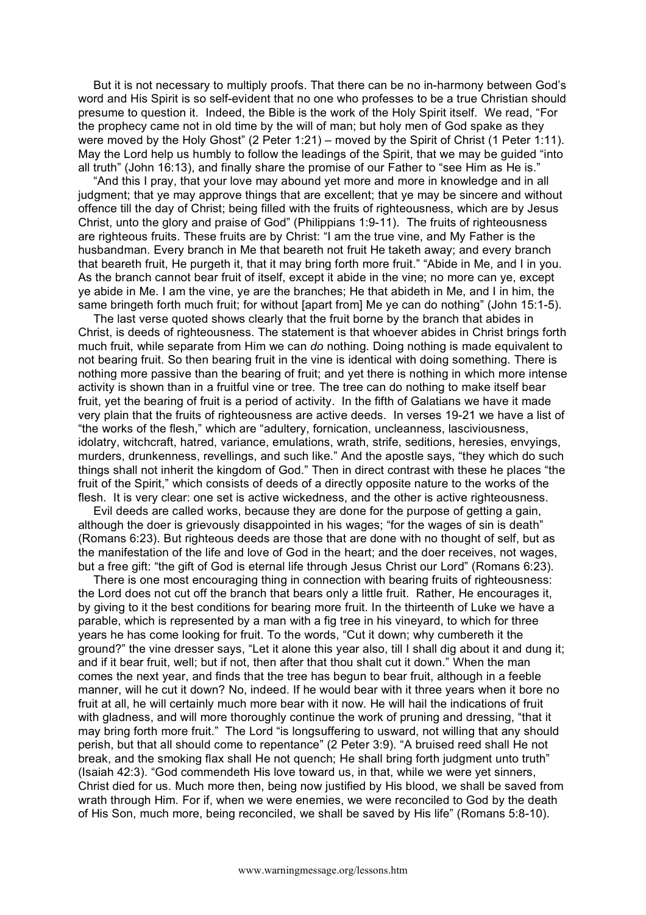But it is not necessary to multiply proofs. That there can be no in-harmony between God's word and His Spirit is so self-evident that no one who professes to be a true Christian should presume to question it. Indeed, the Bible is the work of the Holy Spirit itself. We read, "For the prophecy came not in old time by the will of man; but holy men of God spake as they were moved by the Holy Ghost" (2 Peter 1:21) – moved by the Spirit of Christ (1 Peter 1:11). May the Lord help us humbly to follow the leadings of the Spirit, that we may be guided "into all truth" (John 16:13), and finally share the promise of our Father to "see Him as He is."

"And this I pray, that your love may abound yet more and more in knowledge and in all judgment; that ye may approve things that are excellent; that ye may be sincere and without offence till the day of Christ; being filled with the fruits of righteousness, which are by Jesus Christ, unto the glory and praise of God" (Philippians 1:9-11). The fruits of righteousness are righteous fruits. These fruits are by Christ: "I am the true vine, and My Father is the husbandman. Every branch in Me that beareth not fruit He taketh away; and every branch that beareth fruit, He purgeth it, that it may bring forth more fruit." "Abide in Me, and I in you. As the branch cannot bear fruit of itself, except it abide in the vine; no more can ye, except ye abide in Me. I am the vine, ye are the branches; He that abideth in Me, and I in him, the same bringeth forth much fruit; for without [apart from] Me ye can do nothing" (John 15:1-5).

The last verse quoted shows clearly that the fruit borne by the branch that abides in Christ, is deeds of righteousness. The statement is that whoever abides in Christ brings forth much fruit, while separate from Him we can *do* nothing. Doing nothing is made equivalent to not bearing fruit. So then bearing fruit in the vine is identical with doing something. There is nothing more passive than the bearing of fruit; and yet there is nothing in which more intense activity is shown than in a fruitful vine or tree. The tree can do nothing to make itself bear fruit, yet the bearing of fruit is a period of activity. In the fifth of Galatians we have it made very plain that the fruits of righteousness are active deeds. In verses 19-21 we have a list of "the works of the flesh," which are "adultery, fornication, uncleanness, lasciviousness, idolatry, witchcraft, hatred, variance, emulations, wrath, strife, seditions, heresies, envyings, murders, drunkenness, revellings, and such like." And the apostle says, "they which do such things shall not inherit the kingdom of God." Then in direct contrast with these he places "the fruit of the Spirit," which consists of deeds of a directly opposite nature to the works of the flesh. It is very clear: one set is active wickedness, and the other is active righteousness.

Evil deeds are called works, because they are done for the purpose of getting a gain, although the doer is grievously disappointed in his wages; "for the wages of sin is death" (Romans 6:23). But righteous deeds are those that are done with no thought of self, but as the manifestation of the life and love of God in the heart; and the doer receives, not wages, but a free gift: "the gift of God is eternal life through Jesus Christ our Lord" (Romans 6:23).

There is one most encouraging thing in connection with bearing fruits of righteousness: the Lord does not cut off the branch that bears only a little fruit. Rather, He encourages it, by giving to it the best conditions for bearing more fruit. In the thirteenth of Luke we have a parable, which is represented by a man with a fig tree in his vineyard, to which for three years he has come looking for fruit. To the words, "Cut it down; why cumbereth it the ground?" the vine dresser says, "Let it alone this year also, till I shall dig about it and dung it; and if it bear fruit, well; but if not, then after that thou shalt cut it down." When the man comes the next year, and finds that the tree has begun to bear fruit, although in a feeble manner, will he cut it down? No, indeed. If he would bear with it three years when it bore no fruit at all, he will certainly much more bear with it now. He will hail the indications of fruit with gladness, and will more thoroughly continue the work of pruning and dressing, "that it may bring forth more fruit." The Lord "is longsuffering to usward, not willing that any should perish, but that all should come to repentance" (2 Peter 3:9). "A bruised reed shall He not break, and the smoking flax shall He not quench; He shall bring forth judgment unto truth" (Isaiah 42:3). "God commendeth His love toward us, in that, while we were yet sinners, Christ died for us. Much more then, being now justified by His blood, we shall be saved from wrath through Him. For if, when we were enemies, we were reconciled to God by the death of His Son, much more, being reconciled, we shall be saved by His life" (Romans 5:8-10).